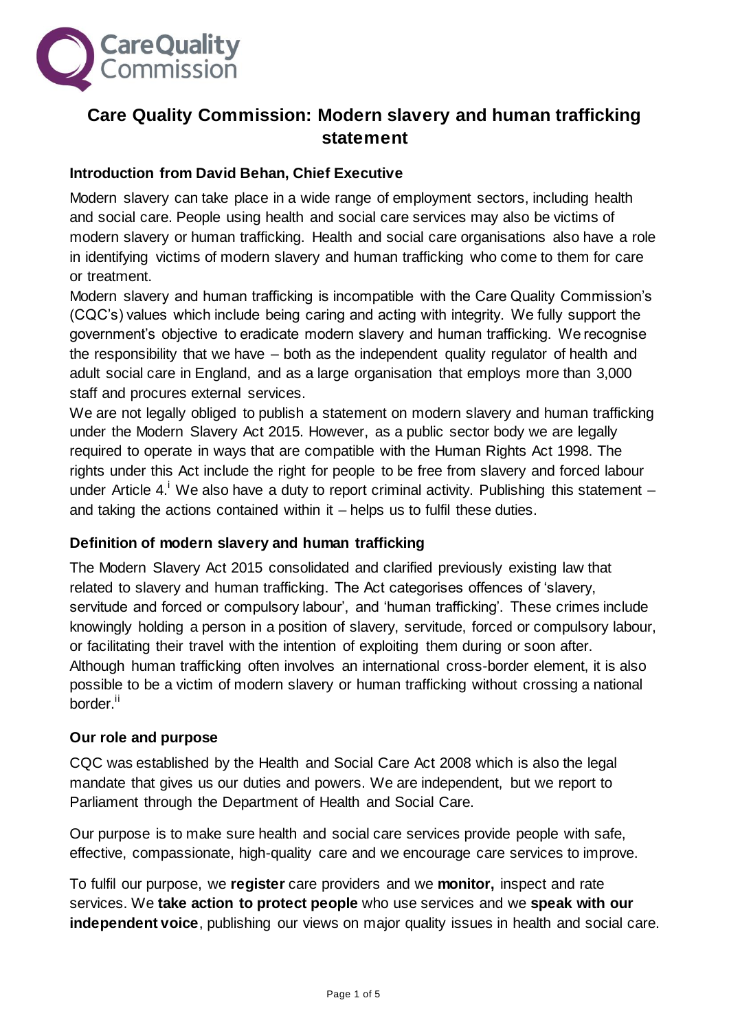# Care Quality Commission: Modern slavery and human trafficking statement

## Introduction from David Behan, Chief Executive

Modern slavery can take place in a wide range of employment sectors, including health and social care. People using health and social care services may also be victims of modern slavery or human trafficking. Health and social care organisations also have a role in identifying victims of modern slavery and human trafficking who come to them for care or treatment.

Modern slavery and human trafficking is incompatible with the Care Quality Commission's (CQC's) values which include being caring and acting with integrity. We fully support the government's objective to eradicate modern slavery and human trafficking. We recognise the responsibility that we have – both as the independent quality regulator of health and adult social care in England, and as a large organisation that employs more than 3,000 staff and procures external services.

We are not legally obliged to publish a statement on modern slavery and human trafficking under the Modern Slavery Act 2015. However, as a public sector body we are legally required to operate in ways that are compatible with the Human Rights Act 1998. The rights under this Act include the right for people to be free from slavery and forced labour under Article 4.[i] We also have a duty to report criminal activity. Publishing this statement – and taking the actions contained within it – helps us to fulfil these duties.

## Definition of modern slavery and human trafficking

The Modern Slavery Act 2015 consolidated and clarified previously existing law that related to slavery and human trafficking. The Act categorises offences of 'slavery, servitude and forced or compulsory labour', and 'human trafficking'. These crimes include knowingly holding a person in a position of slavery, servitude, forced or compulsory labour, or facilitating their travel with the intention of exploiting them during or soon after. Although human trafficking often involves an international cross-border element, it is also possible to be a victim of modern slavery or human trafficking without crossing a national border.[ii]

## Our role and purpose

CQC was established by the Health and Social Care Act 2008 which is also the legal mandate that gives us our duties and powers. We are independent, but we report to Parliament through the Department of Health and Social Care.

Our purpose is to make sure health and social care services provide people with safe, effective, compassionate, high-quality care and we encourage care services to improve.

To fulfil our purpose, we **register** care providers and we **monitor,** inspect and rate services. We **take action to protect people** who use services and we **speak with our independent voice**, publishing our views on major quality issues in health and social care.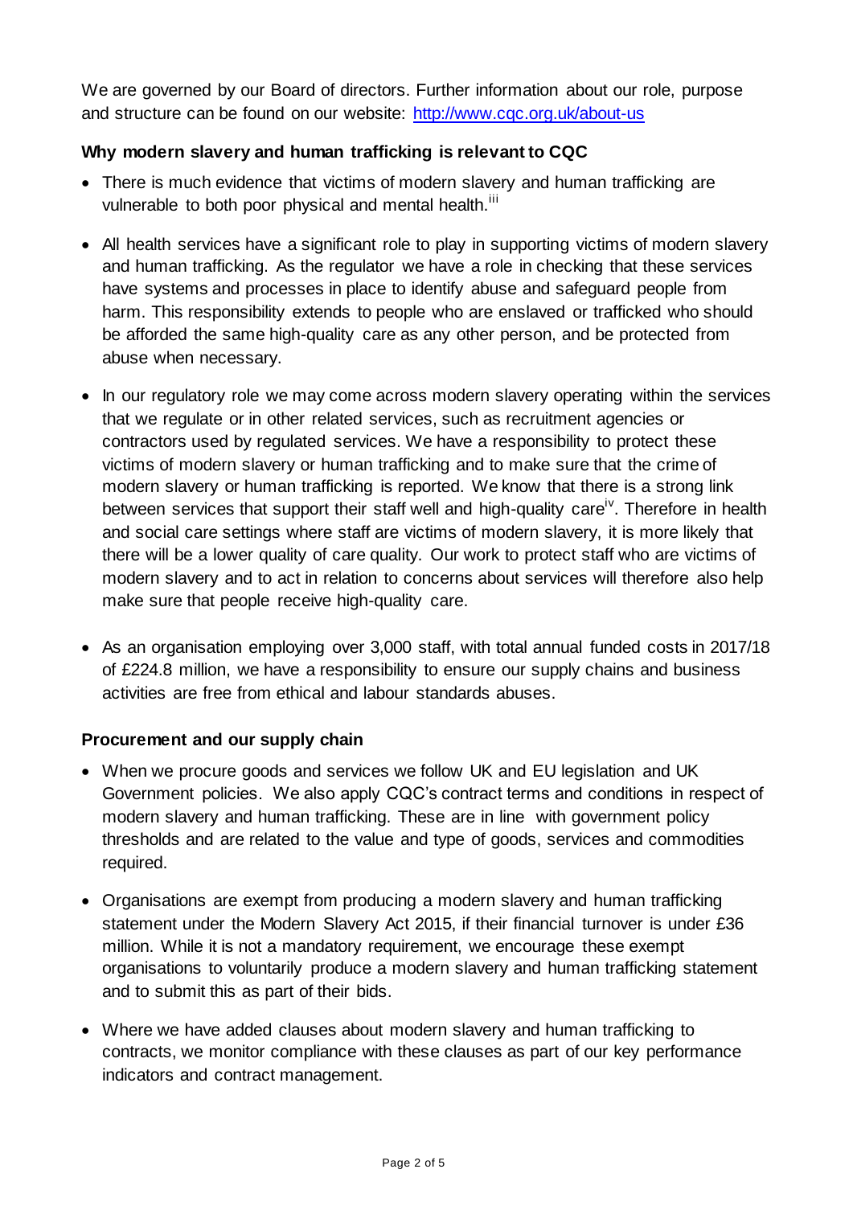We are governed by our Board of directors. Further information about our role, purpose and structure can be found on our website: [http://www.cqc.org.uk/about-us](http://www.cqc.org.uk/about-us)

**Why modern slavery and human trafficking is relevant to CQC**

- There is much evidence that victims of modern slavery and human trafficking are vulnerable to both poor physical and mental health.[iii]
- All health services have a significant role to play in supporting victims of modern slavery and human trafficking. As the regulator we have a role in checking that these services have systems and processes in place to identify abuse and safeguard people from harm. This responsibility extends to people who are enslaved or trafficked who should be afforded the same high-quality care as any other person, and be protected from abuse when necessary.
- In our regulatory role we may come across modern slavery operating within the services that we regulate or in other related services, such as recruitment agencies or contractors used by regulated services. We have a responsibility to protect these victims of modern slavery or human trafficking and to make sure that the crime of modern slavery or human trafficking is reported. We know that there is a strong link between services that support their staff well and high-quality care[iv]. Therefore in health and social care settings where staff are victims of modern slavery, it is more likely that there will be a lower quality of care quality. Our work to protect staff who are victims of modern slavery and to act in relation to concerns about services will therefore also help make sure that people receive high-quality care.
- As an organisation employing over 3,000 staff, with total annual funded costs in 2017/18 of £224.8 million, we have a responsibility to ensure our supply chains and business activities are free from ethical and labour standards abuses.

**Procurement and our supply chain**

- When we procure goods and services we follow UK and EU legislation and UK Government policies. We also apply CQC's contract terms and conditions in respect of modern slavery and human trafficking. These are in line with government policy thresholds and are related to the value and type of goods, services and commodities required.
- Organisations are exempt from producing a modern slavery and human trafficking statement under the Modern Slavery Act 2015, if their financial turnover is under £36 million. While it is not a mandatory requirement, we encourage these exempt organisations to voluntarily produce a modern slavery and human trafficking statement and to submit this as part of their bids.
- Where we have added clauses about modern slavery and human trafficking to contracts, we monitor compliance with these clauses as part of our key performance indicators and contract management.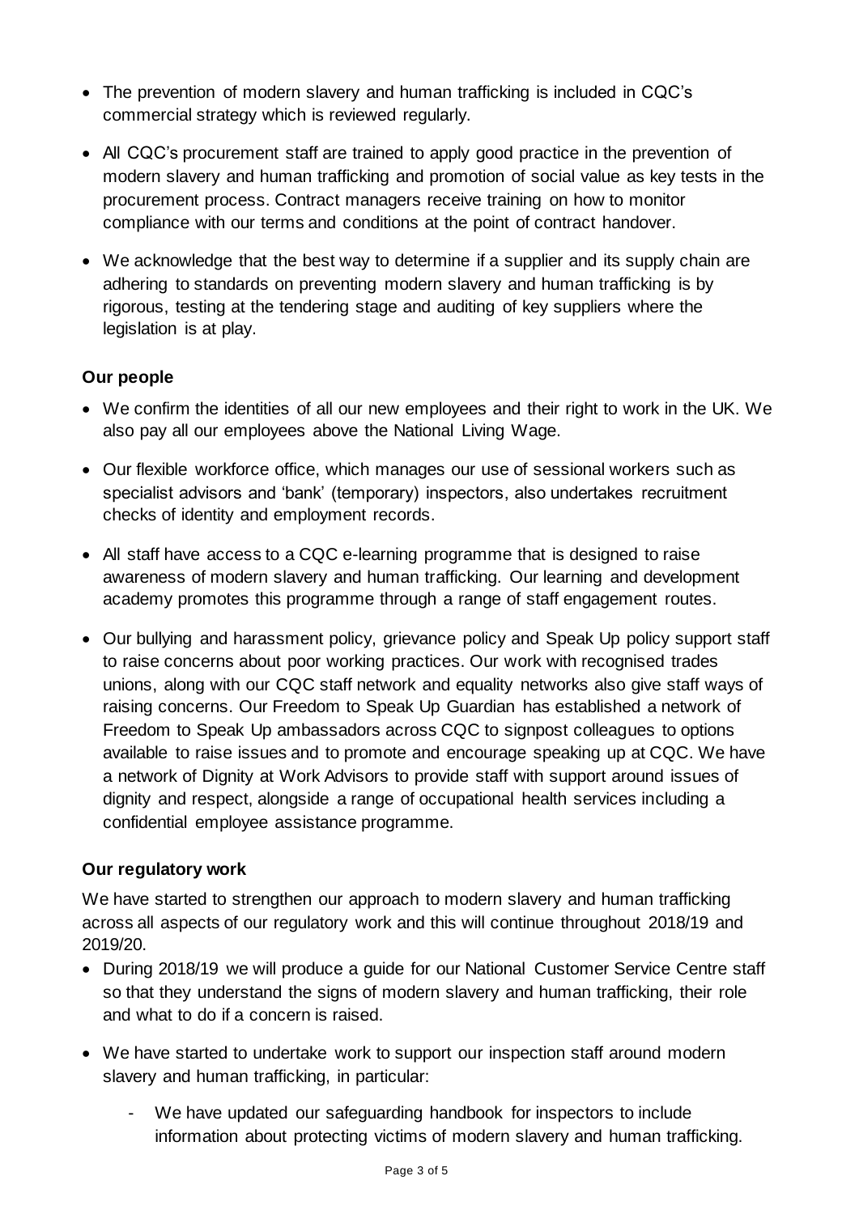- The prevention of modern slavery and human trafficking is included in CQC's commercial strategy which is reviewed regularly.

- All CQC's procurement staff are trained to apply good practice in the prevention of modern slavery and human trafficking and promotion of social value as key tests in the procurement process. Contract managers receive training on how to monitor compliance with our terms and conditions at the point of contract handover.

- We acknowledge that the best way to determine if a supplier and its supply chain are adhering to standards on preventing modern slavery and human trafficking is by rigorous, testing at the tendering stage and auditing of key suppliers where the legislation is at play.

**Our people**

- We confirm the identities of all our new employees and their right to work in the UK. We also pay all our employees above the National Living Wage.

- Our flexible workforce office, which manages our use of sessional workers such as specialist advisors and 'bank' (temporary) inspectors, also undertakes recruitment checks of identity and employment records.

- All staff have access to a CQC e-learning programme that is designed to raise awareness of modern slavery and human trafficking. Our learning and development academy promotes this programme through a range of staff engagement routes.

- Our bullying and harassment policy, grievance policy and Speak Up policy support staff to raise concerns about poor working practices. Our work with recognised trades unions, along with our CQC staff network and equality networks also give staff ways of raising concerns. Our Freedom to Speak Up Guardian has established a network of Freedom to Speak Up ambassadors across CQC to signpost colleagues to options available to raise issues and to promote and encourage speaking up at CQC. We have a network of Dignity at Work Advisors to provide staff with support around issues of dignity and respect, alongside a range of occupational health services including a confidential employee assistance programme.

**Our regulatory work**

We have started to strengthen our approach to modern slavery and human trafficking across all aspects of our regulatory work and this will continue throughout 2018/19 and 2019/20.

- During 2018/19 we will produce a guide for our National Customer Service Centre staff so that they understand the signs of modern slavery and human trafficking, their role and what to do if a concern is raised.

- We have started to undertake work to support our inspection staff around modern slavery and human trafficking, in particular:

  - We have updated our safeguarding handbook for inspectors to include information about protecting victims of modern slavery and human trafficking.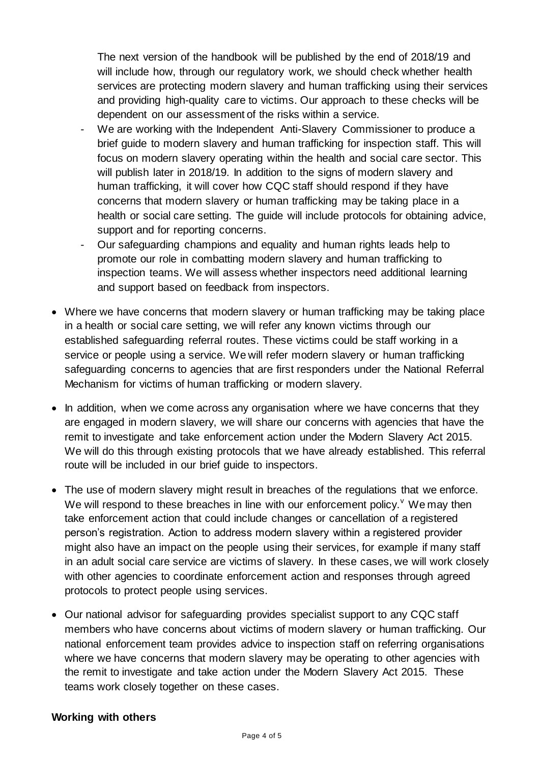The next version of the handbook will be published by the end of 2018/19 and will include how, through our regulatory work, we should check whether health services are protecting modern slavery and human trafficking using their services and providing high-quality care to victims. Our approach to these checks will be dependent on our assessment of the risks within a service.

- We are working with the Independent Anti-Slavery Commissioner to produce a brief guide to modern slavery and human trafficking for inspection staff. This will focus on modern slavery operating within the health and social care sector. This will publish later in 2018/19. In addition to the signs of modern slavery and human trafficking, it will cover how CQC staff should respond if they have concerns that modern slavery or human trafficking may be taking place in a health or social care setting. The guide will include protocols for obtaining advice, support and for reporting concerns.
- Our safeguarding champions and equality and human rights leads help to promote our role in combatting modern slavery and human trafficking to inspection teams. We will assess whether inspectors need additional learning and support based on feedback from inspectors.

- Where we have concerns that modern slavery or human trafficking may be taking place in a health or social care setting, we will refer any known victims through our established safeguarding referral routes. These victims could be staff working in a service or people using a service. We will refer modern slavery or human trafficking safeguarding concerns to agencies that are first responders under the National Referral Mechanism for victims of human trafficking or modern slavery.

- In addition, when we come across any organisation where we have concerns that they are engaged in modern slavery, we will share our concerns with agencies that have the remit to investigate and take enforcement action under the Modern Slavery Act 2015. We will do this through existing protocols that we have already established. This referral route will be included in our brief guide to inspectors.

- The use of modern slavery might result in breaches of the regulations that we enforce. We will respond to these breaches in line with our enforcement policy.[v] We may then take enforcement action that could include changes or cancellation of a registered person's registration. Action to address modern slavery within a registered provider might also have an impact on the people using their services, for example if many staff in an adult social care service are victims of slavery. In these cases, we will work closely with other agencies to coordinate enforcement action and responses through agreed protocols to protect people using services.

- Our national advisor for safeguarding provides specialist support to any CQC staff members who have concerns about victims of modern slavery or human trafficking. Our national enforcement team provides advice to inspection staff on referring organisations where we have concerns that modern slavery may be operating to other agencies with the remit to investigate and take action under the Modern Slavery Act 2015. These teams work closely together on these cases.

**Working with others**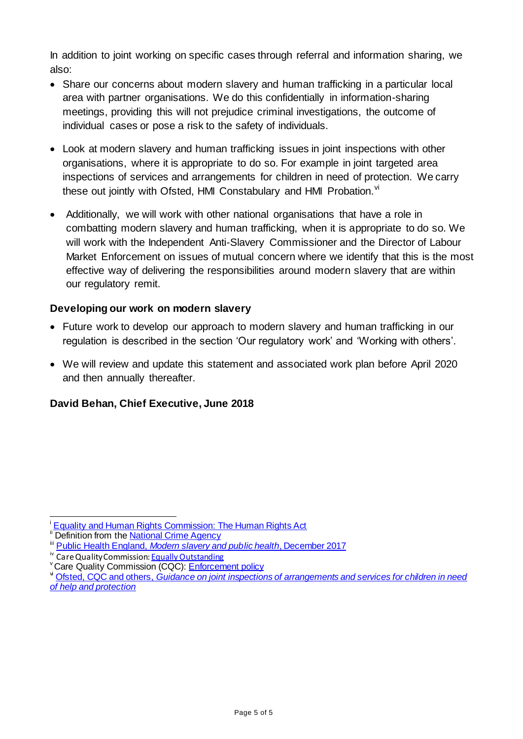In addition to joint working on specific cases through referral and information sharing, we also:

- Share our concerns about modern slavery and human trafficking in a particular local area with partner organisations. We do this confidentially in information-sharing meetings, providing this will not prejudice criminal investigations, the outcome of individual cases or pose a risk to the safety of individuals.

- Look at modern slavery and human trafficking issues in joint inspections with other organisations, where it is appropriate to do so. For example in joint targeted area inspections of services and arrangements for children in need of protection. We carry these out jointly with Ofsted, HMI Constabulary and HMI Probation.[vi]

- Additionally, we will work with other national organisations that have a role in combatting modern slavery and human trafficking, when it is appropriate to do so. We will work with the Independent Anti-Slavery Commissioner and the Director of Labour Market Enforcement on issues of mutual concern where we identify that this is the most effective way of delivering the responsibilities around modern slavery that are within our regulatory remit.

**Developing our work on modern slavery**

- Future work to develop our approach to modern slavery and human trafficking in our regulation is described in the section 'Our regulatory work' and 'Working with others'.

- We will review and update this statement and associated work plan before April 2020 and then annually thereafter.

**David Behan, Chief Executive, June 2018**

---

[i] Equality and Human Rights Commission: The Human Rights Act

[ii] Definition from the National Crime Agency

[iii] Public Health England, *Modern slavery and public health*, December 2017

[iv] Care Quality Commission: Equally Outstanding

[v] Care Quality Commission (CQC): Enforcement policy

[vi] Ofsted, CQC and others, *Guidance on joint inspections of arrangements and services for children in need of help and protection*